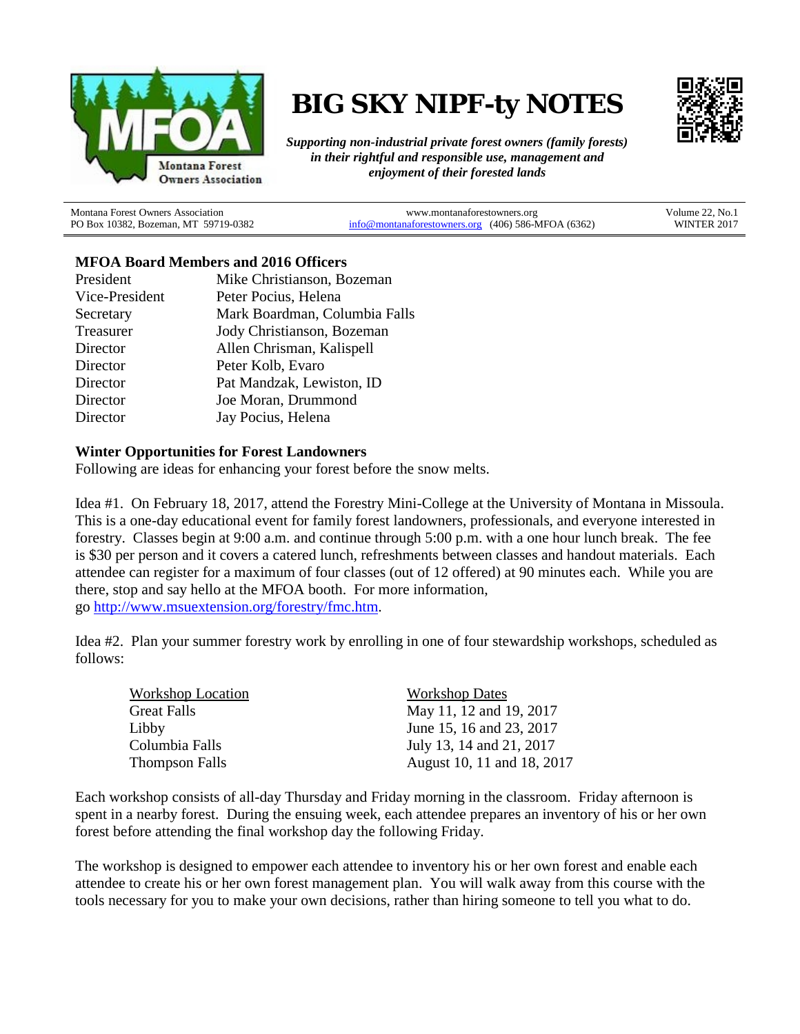# BIG SKY NIPF-ty NOTES

***Supporting non-industrial private forest owners (family forests) in their rightful and responsible use, management and enjoyment of their forested lands***

Montana Forest Owners Association
PO Box 10382, Bozeman, MT 59719-0382

www.montanaforestowners.org
info@montanaforestowners.org (406) 586-MFOA (6362)

Volume 22, No.1
WINTER 2017

## MFOA Board Members and 2016 Officers

| | |
|---|---|
| President | Mike Christianson, Bozeman |
| Vice-President | Peter Pocius, Helena |
| Secretary | Mark Boardman, Columbia Falls |
| Treasurer | Jody Christianson, Bozeman |
| Director | Allen Chrisman, Kalispell |
| Director | Peter Kolb, Evaro |
| Director | Pat Mandzak, Lewiston, ID |
| Director | Joe Moran, Drummond |
| Director | Jay Pocius, Helena |

## Winter Opportunities for Forest Landowners

Following are ideas for enhancing your forest before the snow melts.

Idea #1. On February 18, 2017, attend the Forestry Mini-College at the University of Montana in Missoula. This is a one-day educational event for family forest landowners, professionals, and everyone interested in forestry. Classes begin at 9:00 a.m. and continue through 5:00 p.m. with a one hour lunch break. The fee is $30 per person and it covers a catered lunch, refreshments between classes and handout materials. Each attendee can register for a maximum of four classes (out of 12 offered) at 90 minutes each. While you are there, stop and say hello at the MFOA booth. For more information, go http://www.msuextension.org/forestry/fmc.htm.

Idea #2. Plan your summer forestry work by enrolling in one of four stewardship workshops, scheduled as follows:

| Workshop Location | Workshop Dates |
|---|---|
| Great Falls | May 11, 12 and 19, 2017 |
| Libby | June 15, 16 and 23, 2017 |
| Columbia Falls | July 13, 14 and 21, 2017 |
| Thompson Falls | August 10, 11 and 18, 2017 |

Each workshop consists of all-day Thursday and Friday morning in the classroom. Friday afternoon is spent in a nearby forest. During the ensuing week, each attendee prepares an inventory of his or her own forest before attending the final workshop day the following Friday.

The workshop is designed to empower each attendee to inventory his or her own forest and enable each attendee to create his or her own forest management plan. You will walk away from this course with the tools necessary for you to make your own decisions, rather than hiring someone to tell you what to do.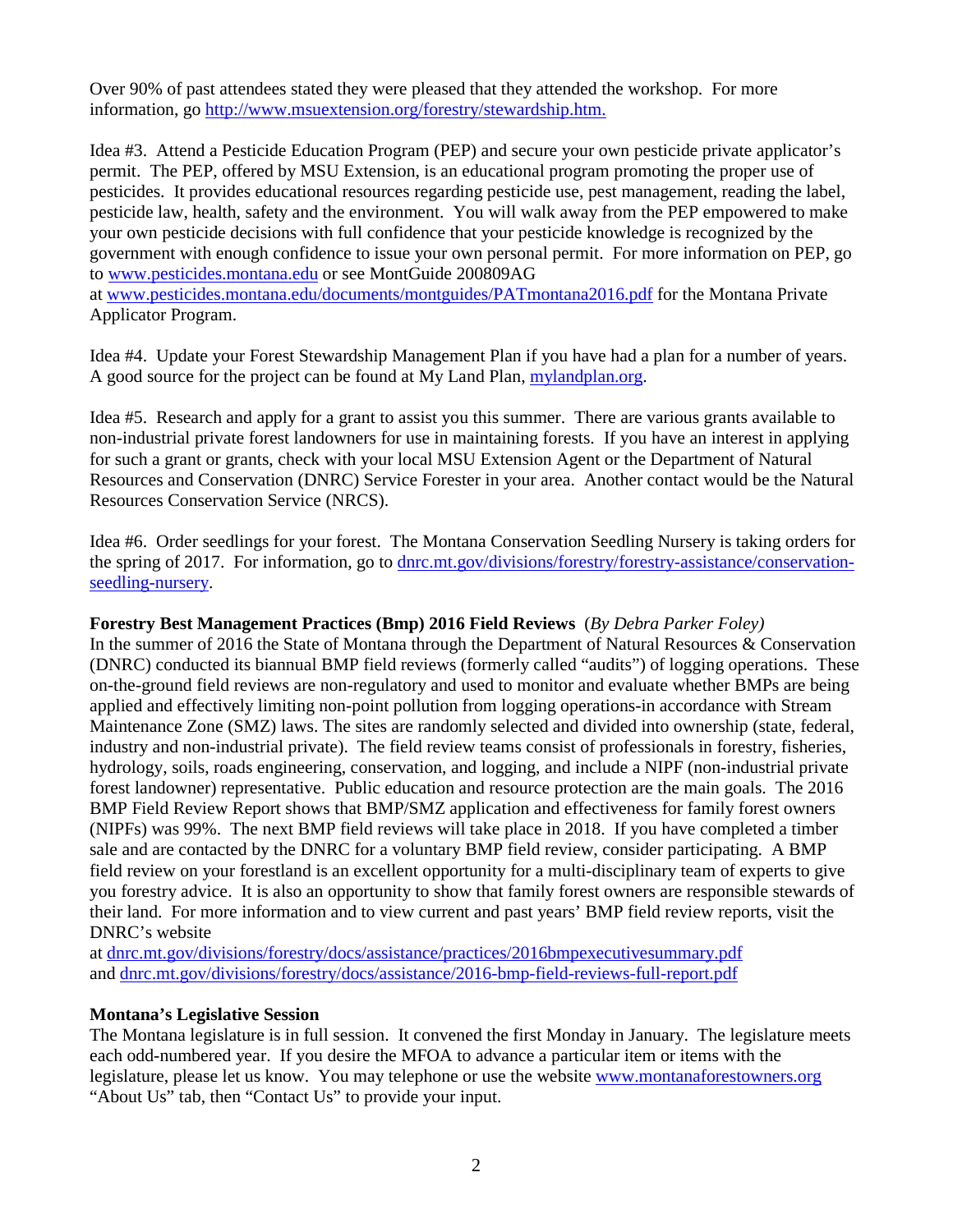Over 90% of past attendees stated they were pleased that they attended the workshop. For more information, go http://www.msuextension.org/forestry/stewardship.htm.

Idea #3. Attend a Pesticide Education Program (PEP) and secure your own pesticide private applicator's permit. The PEP, offered by MSU Extension, is an educational program promoting the proper use of pesticides. It provides educational resources regarding pesticide use, pest management, reading the label, pesticide law, health, safety and the environment. You will walk away from the PEP empowered to make your own pesticide decisions with full confidence that your pesticide knowledge is recognized by the government with enough confidence to issue your own personal permit. For more information on PEP, go to www.pesticides.montana.edu or see MontGuide 200809AG at www.pesticides.montana.edu/documents/montguides/PATmontana2016.pdf for the Montana Private Applicator Program.

Idea #4. Update your Forest Stewardship Management Plan if you have had a plan for a number of years. A good source for the project can be found at My Land Plan, mylandplan.org.

Idea #5. Research and apply for a grant to assist you this summer. There are various grants available to non-industrial private forest landowners for use in maintaining forests. If you have an interest in applying for such a grant or grants, check with your local MSU Extension Agent or the Department of Natural Resources and Conservation (DNRC) Service Forester in your area. Another contact would be the Natural Resources Conservation Service (NRCS).

Idea #6. Order seedlings for your forest. The Montana Conservation Seedling Nursery is taking orders for the spring of 2017. For information, go to dnrc.mt.gov/divisions/forestry/forestry-assistance/conservation-seedling-nursery.

**Forestry Best Management Practices (Bmp) 2016 Field Reviews** (*By Debra Parker Foley)*

In the summer of 2016 the State of Montana through the Department of Natural Resources & Conservation (DNRC) conducted its biannual BMP field reviews (formerly called "audits") of logging operations. These on-the-ground field reviews are non-regulatory and used to monitor and evaluate whether BMPs are being applied and effectively limiting non-point pollution from logging operations-in accordance with Stream Maintenance Zone (SMZ) laws. The sites are randomly selected and divided into ownership (state, federal, industry and non-industrial private). The field review teams consist of professionals in forestry, fisheries, hydrology, soils, roads engineering, conservation, and logging, and include a NIPF (non-industrial private forest landowner) representative. Public education and resource protection are the main goals. The 2016 BMP Field Review Report shows that BMP/SMZ application and effectiveness for family forest owners (NIPFs) was 99%. The next BMP field reviews will take place in 2018. If you have completed a timber sale and are contacted by the DNRC for a voluntary BMP field review, consider participating. A BMP field review on your forestland is an excellent opportunity for a multi-disciplinary team of experts to give you forestry advice. It is also an opportunity to show that family forest owners are responsible stewards of their land. For more information and to view current and past years' BMP field review reports, visit the DNRC's website at dnrc.mt.gov/divisions/forestry/docs/assistance/practices/2016bmpexecutivesummary.pdf and dnrc.mt.gov/divisions/forestry/docs/assistance/2016-bmp-field-reviews-full-report.pdf

**Montana's Legislative Session**

The Montana legislature is in full session. It convened the first Monday in January. The legislature meets each odd-numbered year. If you desire the MFOA to advance a particular item or items with the legislature, please let us know. You may telephone or use the website www.montanaforestowners.org "About Us" tab, then "Contact Us" to provide your input.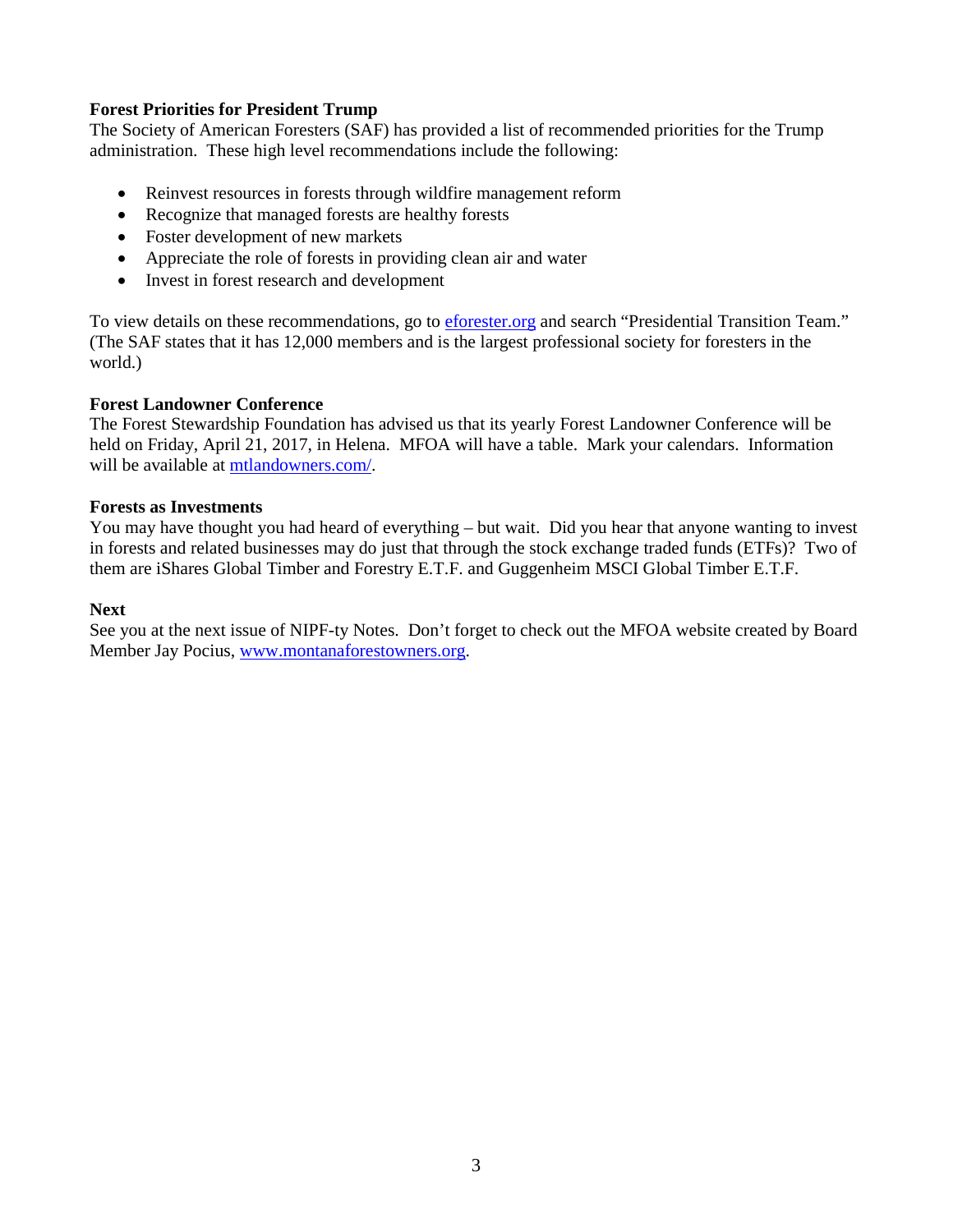**Forest Priorities for President Trump**

The Society of American Foresters (SAF) has provided a list of recommended priorities for the Trump administration. These high level recommendations include the following:

- Reinvest resources in forests through wildfire management reform
- Recognize that managed forests are healthy forests
- Foster development of new markets
- Appreciate the role of forests in providing clean air and water
- Invest in forest research and development

To view details on these recommendations, go to eforester.org and search "Presidential Transition Team." (The SAF states that it has 12,000 members and is the largest professional society for foresters in the world.)

**Forest Landowner Conference**

The Forest Stewardship Foundation has advised us that its yearly Forest Landowner Conference will be held on Friday, April 21, 2017, in Helena. MFOA will have a table. Mark your calendars. Information will be available at mtlandowners.com/.

**Forests as Investments**

You may have thought you had heard of everything – but wait. Did you hear that anyone wanting to invest in forests and related businesses may do just that through the stock exchange traded funds (ETFs)? Two of them are iShares Global Timber and Forestry E.T.F. and Guggenheim MSCI Global Timber E.T.F.

**Next**

See you at the next issue of NIPF-ty Notes. Don't forget to check out the MFOA website created by Board Member Jay Pocius, www.montanaforestowners.org.